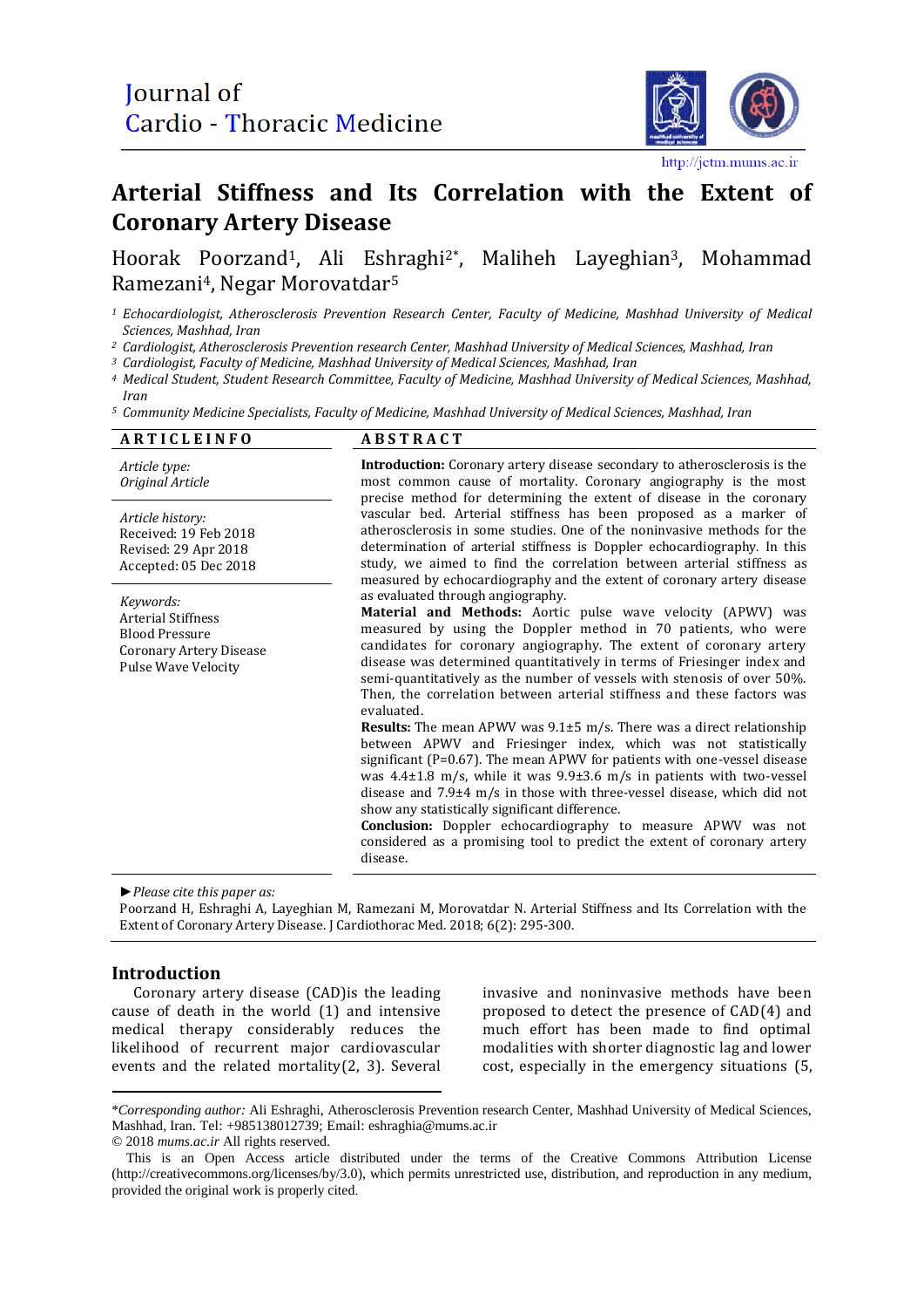# Arterial Stiffness and Its Correlation with the Extent of Coronary Artery Disease

Hoorak Poorzand[1], Ali Eshraghi[2*], Maliheh Layeghian[3], Mohammad Ramezani[4], Negar Morovatdar[5]

[1] *Echocardiologist, Atherosclerosis Prevention Research Center, Faculty of Medicine, Mashhad University of Medical Sciences, Mashhad, Iran*

[2] *Cardiologist, Atherosclerosis Prevention research Center, Mashhad University of Medical Sciences, Mashhad, Iran*

[3] *Cardiologist, Faculty of Medicine, Mashhad University of Medical Sciences, Mashhad, Iran*

[4] *Medical Student, Student Research Committee, Faculty of Medicine, Mashhad University of Medical Sciences, Mashhad, Iran*

[5] *Community Medicine Specialists, Faculty of Medicine, Mashhad University of Medical Sciences, Mashhad, Iran*

**ARTICLE INFO**

*Article type:*
*Original Article*

*Article history:*
Received: 19 Feb 2018
Revised: 29 Apr 2018
Accepted: 05 Dec 2018

*Keywords:*
Arterial Stiffness
Blood Pressure
Coronary Artery Disease
Pulse Wave Velocity

**ABSTRACT**

**Introduction:** Coronary artery disease secondary to atherosclerosis is the most common cause of mortality. Coronary angiography is the most precise method for determining the extent of disease in the coronary vascular bed. Arterial stiffness has been proposed as a marker of atherosclerosis in some studies. One of the noninvasive methods for the determination of arterial stiffness is Doppler echocardiography. In this study, we aimed to find the correlation between arterial stiffness as measured by echocardiography and the extent of coronary artery disease as evaluated through angiography.

**Material and Methods:** Aortic pulse wave velocity (APWV) was measured by using the Doppler method in 70 patients, who were candidates for coronary angiography. The extent of coronary artery disease was determined quantitatively in terms of Friesinger index and semi-quantitatively as the number of vessels with stenosis of over 50%. Then, the correlation between arterial stiffness and these factors was evaluated.

**Results:** The mean APWV was 9.1±5 m/s. There was a direct relationship between APWV and Friesinger index, which was not statistically significant (P=0.67). The mean APWV for patients with one-vessel disease was 4.4±1.8 m/s, while it was 9.9±3.6 m/s in patients with two-vessel disease and 7.9±4 m/s in those with three-vessel disease, which did not show any statistically significant difference.

**Conclusion:** Doppler echocardiography to measure APWV was not considered as a promising tool to predict the extent of coronary artery disease.

*►Please cite this paper as:*
Poorzand H, Eshraghi A, Layeghian M, Ramezani M, Morovatdar N. Arterial Stiffness and Its Correlation with the Extent of Coronary Artery Disease. J Cardiothorac Med. 2018; 6(2): 295-300.

## Introduction

Coronary artery disease (CAD)is the leading cause of death in the world (1) and intensive medical therapy considerably reduces the likelihood of recurrent major cardiovascular events and the related mortality(2, 3). Several invasive and noninvasive methods have been proposed to detect the presence of CAD(4) and much effort has been made to find optimal modalities with shorter diagnostic lag and lower cost, especially in the emergency situations (5,

*\*Corresponding author:* Ali Eshraghi, Atherosclerosis Prevention research Center, Mashhad University of Medical Sciences, Mashhad, Iran. Tel: +985138012739; Email: eshraghia@mums.ac.ir
© 2018 *mums.ac.ir* All rights reserved.

This is an Open Access article distributed under the terms of the Creative Commons Attribution License (http://creativecommons.org/licenses/by/3.0), which permits unrestricted use, distribution, and reproduction in any medium, provided the original work is properly cited.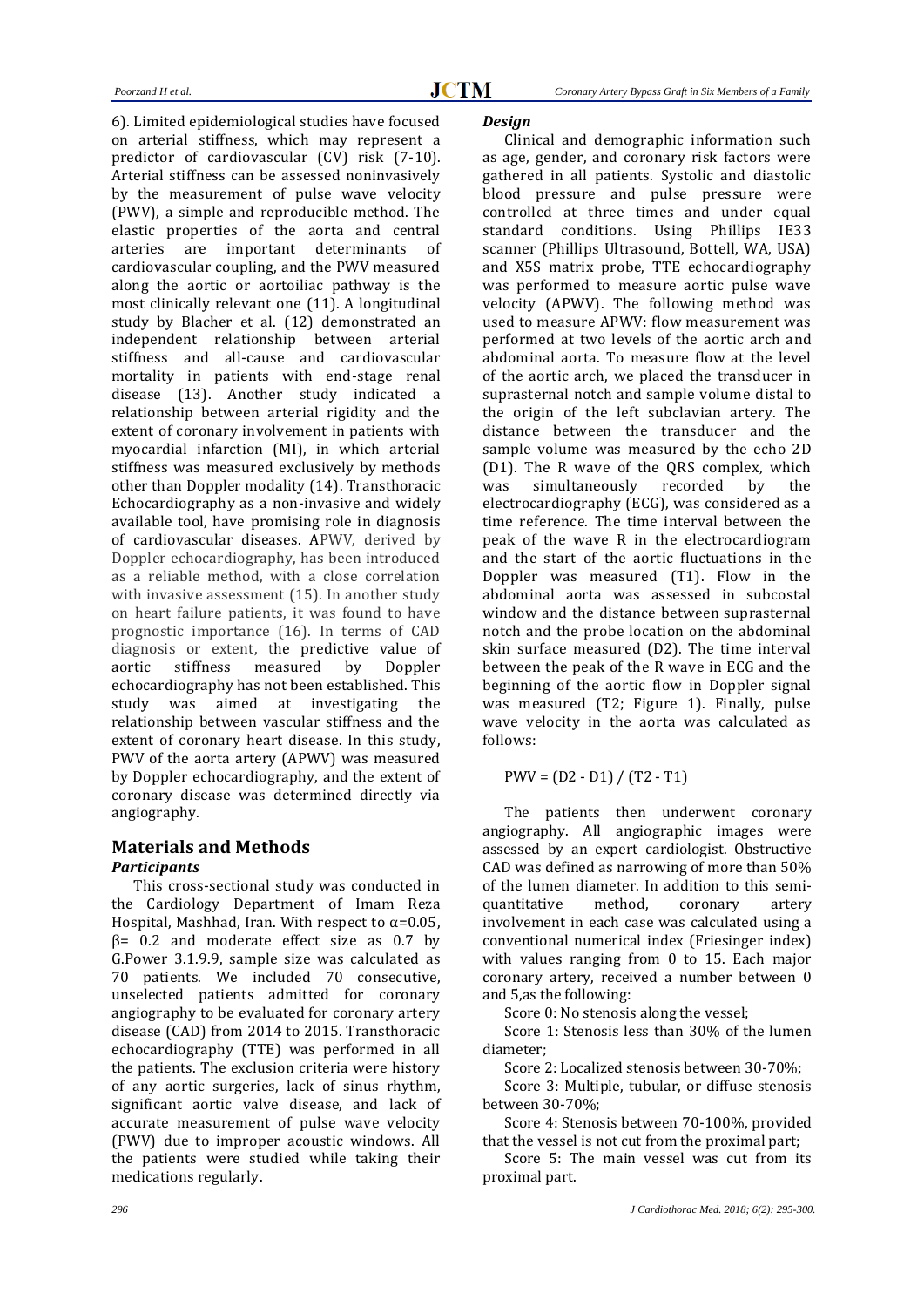6). Limited epidemiological studies have focused on arterial stiffness, which may represent a predictor of cardiovascular (CV) risk (7-10). Arterial stiffness can be assessed noninvasively by the measurement of pulse wave velocity (PWV), a simple and reproducible method. The elastic properties of the aorta and central arteries are important determinants of cardiovascular coupling, and the PWV measured along the aortic or aortoiliac pathway is the most clinically relevant one (11). A longitudinal study by Blacher et al. (12) demonstrated an independent relationship between arterial stiffness and all-cause and cardiovascular mortality in patients with end-stage renal disease (13). Another study indicated a relationship between arterial rigidity and the extent of coronary involvement in patients with myocardial infarction (MI), in which arterial stiffness was measured exclusively by methods other than Doppler modality (14). Transthoracic Echocardiography as a non-invasive and widely available tool, have promising role in diagnosis of cardiovascular diseases. APWV, derived by Doppler echocardiography, has been introduced as a reliable method, with a close correlation with invasive assessment (15). In another study on heart failure patients, it was found to have prognostic importance (16). In terms of CAD diagnosis or extent, the predictive value of aortic stiffness measured by Doppler echocardiography has not been established. This study was aimed at investigating the relationship between vascular stiffness and the extent of coronary heart disease. In this study, PWV of the aorta artery (APWV) was measured by Doppler echocardiography, and the extent of coronary disease was determined directly via angiography.

## Materials and Methods

### *Participants*

This cross-sectional study was conducted in the Cardiology Department of Imam Reza Hospital, Mashhad, Iran. With respect to $\alpha$=0.05, $\beta$= 0.2 and moderate effect size as 0.7 by G.Power 3.1.9.9, sample size was calculated as 70 patients. We included 70 consecutive, unselected patients admitted for coronary angiography to be evaluated for coronary artery disease (CAD) from 2014 to 2015. Transthoracic echocardiography (TTE) was performed in all the patients. The exclusion criteria were history of any aortic surgeries, lack of sinus rhythm, significant aortic valve disease, and lack of accurate measurement of pulse wave velocity (PWV) due to improper acoustic windows. All the patients were studied while taking their medications regularly.

### *Design*

Clinical and demographic information such as age, gender, and coronary risk factors were gathered in all patients. Systolic and diastolic blood pressure and pulse pressure were controlled at three times and under equal standard conditions. Using Phillips IE33 scanner (Phillips Ultrasound, Bottell, WA, USA) and X5S matrix probe, TTE echocardiography was performed to measure aortic pulse wave velocity (APWV). The following method was used to measure APWV: flow measurement was performed at two levels of the aortic arch and abdominal aorta. To measure flow at the level of the aortic arch, we placed the transducer in suprasternal notch and sample volume distal to the origin of the left subclavian artery. The distance between the transducer and the sample volume was measured by the echo 2D (D1). The R wave of the QRS complex, which was simultaneously recorded by the electrocardiography (ECG), was considered as a time reference. The time interval between the peak of the wave R in the electrocardiogram and the start of the aortic fluctuations in the Doppler was measured (T1). Flow in the abdominal aorta was assessed in subcostal window and the distance between suprasternal notch and the probe location on the abdominal skin surface measured (D2). The time interval between the peak of the R wave in ECG and the beginning of the aortic flow in Doppler signal was measured (T2; Figure 1). Finally, pulse wave velocity in the aorta was calculated as follows:

$$PWV = (D2 - D1) / (T2 - T1)$$

The patients then underwent coronary angiography. All angiographic images were assessed by an expert cardiologist. Obstructive CAD was defined as narrowing of more than 50% of the lumen diameter. In addition to this semi-quantitative method, coronary artery involvement in each case was calculated using a conventional numerical index (Friesinger index) with values ranging from 0 to 15. Each major coronary artery, received a number between 0 and 5,as the following:

Score 0: No stenosis along the vessel;

Score 1: Stenosis less than 30% of the lumen diameter;

Score 2: Localized stenosis between 30-70%;

Score 3: Multiple, tubular, or diffuse stenosis between 30-70%;

Score 4: Stenosis between 70-100%, provided that the vessel is not cut from the proximal part;

Score 5: The main vessel was cut from its proximal part.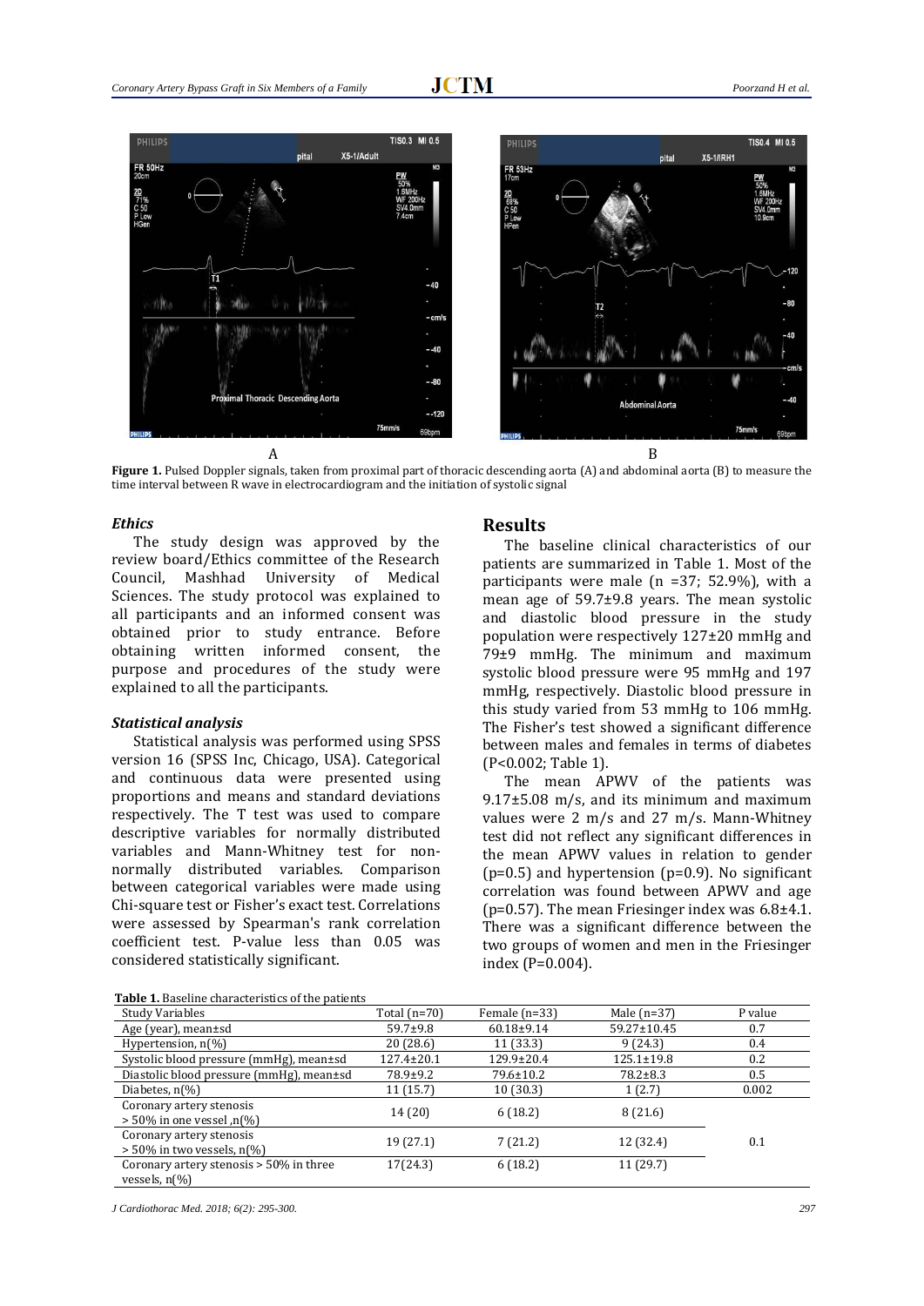Figure 1. Pulsed Doppler signals, taken from proximal part of thoracic descending aorta (A) and abdominal aorta (B) to measure the time interval between R wave in electrocardiogram and the initiation of systolic signal

### *Ethics*

The study design was approved by the review board/Ethics committee of the Research Council, Mashhad University of Medical Sciences. The study protocol was explained to all participants and an informed consent was obtained prior to study entrance. Before obtaining written informed consent, the purpose and procedures of the study were explained to all the participants.

### *Statistical analysis*

Statistical analysis was performed using SPSS version 16 (SPSS Inc, Chicago, USA). Categorical and continuous data were presented using proportions and means and standard deviations respectively. The T test was used to compare descriptive variables for normally distributed variables and Mann-Whitney test for non-normally distributed variables. Comparison between categorical variables were made using Chi-square test or Fisher's exact test. Correlations were assessed by Spearman's rank correlation coefficient test. P-value less than 0.05 was considered statistically significant.

## Results

The baseline clinical characteristics of our patients are summarized in Table 1. Most of the participants were male (n =37; 52.9%), with a mean age of 59.7±9.8 years. The mean systolic and diastolic blood pressure in the study population were respectively 127±20 mmHg and 79±9 mmHg. The minimum and maximum systolic blood pressure were 95 mmHg and 197 mmHg, respectively. Diastolic blood pressure in this study varied from 53 mmHg to 106 mmHg. The Fisher's test showed a significant difference between males and females in terms of diabetes (P<0.002; Table 1).

The mean APWV of the patients was 9.17±5.08 m/s, and its minimum and maximum values were 2 m/s and 27 m/s. Mann-Whitney test did not reflect any significant differences in the mean APWV values in relation to gender (p=0.5) and hypertension (p=0.9). No significant correlation was found between APWV and age (p=0.57). The mean Friesinger index was 6.8±4.1. There was a significant difference between the two groups of women and men in the Friesinger index (P=0.004).

**Table 1.** Baseline characteristics of the patients

| Study Variables | Total (n=70) | Female (n=33) | Male (n=37) | P value |
|---|---|---|---|---|
| Age (year), mean±sd | 59.7±9.8 | 60.18±9.14 | 59.27±10.45 | 0.7 |
| Hypertension, n(%) | 20 (28.6) | 11 (33.3) | 9 (24.3) | 0.4 |
| Systolic blood pressure (mmHg), mean±sd | 127.4±20.1 | 129.9±20.4 | 125.1±19.8 | 0.2 |
| Diastolic blood pressure (mmHg), mean±sd | 78.9±9.2 | 79.6±10.2 | 78.2±8.3 | 0.5 |
| Diabetes, n(%) | 11 (15.7) | 10 (30.3) | 1 (2.7) | 0.002 |
| Coronary artery stenosis > 50% in one vessel ,n(%) | 14 (20) | 6 (18.2) | 8 (21.6) | |
| Coronary artery stenosis > 50% in two vessels, n(%) | 19 (27.1) | 7 (21.2) | 12 (32.4) | 0.1 |
| Coronary artery stenosis > 50% in three vessels, n(%) | 17(24.3) | 6 (18.2) | 11 (29.7) | |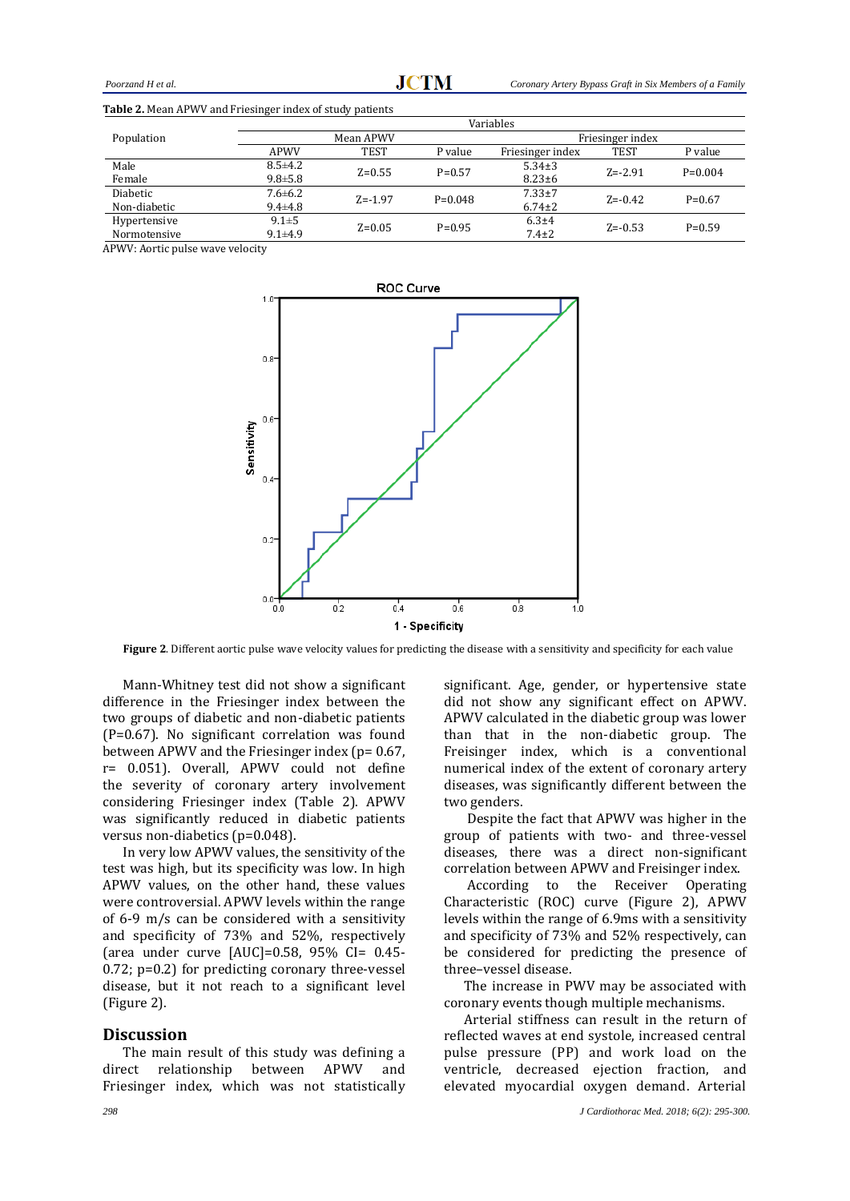**Table 2.** Mean APWV and Friesinger index of study patients

| Population | Variables | | | | | |
|---|---|---|---|---|---|---|
| | Mean APWV | | | Friesinger index | | |
| | APWV | TEST | P value | Friesinger index | TEST | P value |
| Male<br>Female | 8.5±4.2<br>9.8±5.8 | Z=0.55 | P=0.57 | 5.34±3<br>8.23±6 | Z=-2.91 | P=0.004 |
| Diabetic<br>Non-diabetic | 7.6±6.2<br>9.4±4.8 | Z=-1.97 | P=0.048 | 7.33±7<br>6.74±2 | Z=-0.42 | P=0.67 |
| Hypertensive<br>Normotensive | 9.1±5<br>9.1±4.9 | Z=0.05 | P=0.95 | 6.3±4<br>7.4±2 | Z=-0.53 | P=0.59 |

APWV: Aortic pulse wave velocity

**Figure 2**. Different aortic pulse wave velocity values for predicting the disease with a sensitivity and specificity for each value

Mann-Whitney test did not show a significant difference in the Friesinger index between the two groups of diabetic and non-diabetic patients (P=0.67). No significant correlation was found between APWV and the Friesinger index (p= 0.67, r= 0.051). Overall, APWV could not define the severity of coronary artery involvement considering Friesinger index (Table 2). APWV was significantly reduced in diabetic patients versus non-diabetics (p=0.048).

In very low APWV values, the sensitivity of the test was high, but its specificity was low. In high APWV values, on the other hand, these values were controversial. APWV levels within the range of 6-9 m/s can be considered with a sensitivity and specificity of 73% and 52%, respectively (area under curve [AUC]=0.58, 95% CI= 0.45-0.72; p=0.2) for predicting coronary three-vessel disease, but it not reach to a significant level (Figure 2).

## Discussion

The main result of this study was defining a direct relationship between APWV and Friesinger index, which was not statistically significant. Age, gender, or hypertensive state did not show any significant effect on APWV. APWV calculated in the diabetic group was lower than that in the non-diabetic group. The Freisinger index, which is a conventional numerical index of the extent of coronary artery diseases, was significantly different between the two genders.

Despite the fact that APWV was higher in the group of patients with two- and three-vessel diseases, there was a direct non-significant correlation between APWV and Freisinger index.

According to the Receiver Operating Characteristic (ROC) curve (Figure 2), APWV levels within the range of 6.9ms with a sensitivity and specificity of 73% and 52% respectively, can be considered for predicting the presence of three–vessel disease.

The increase in PWV may be associated with coronary events though multiple mechanisms.

Arterial stiffness can result in the return of reflected waves at end systole, increased central pulse pressure (PP) and work load on the ventricle, decreased ejection fraction, and elevated myocardial oxygen demand. Arterial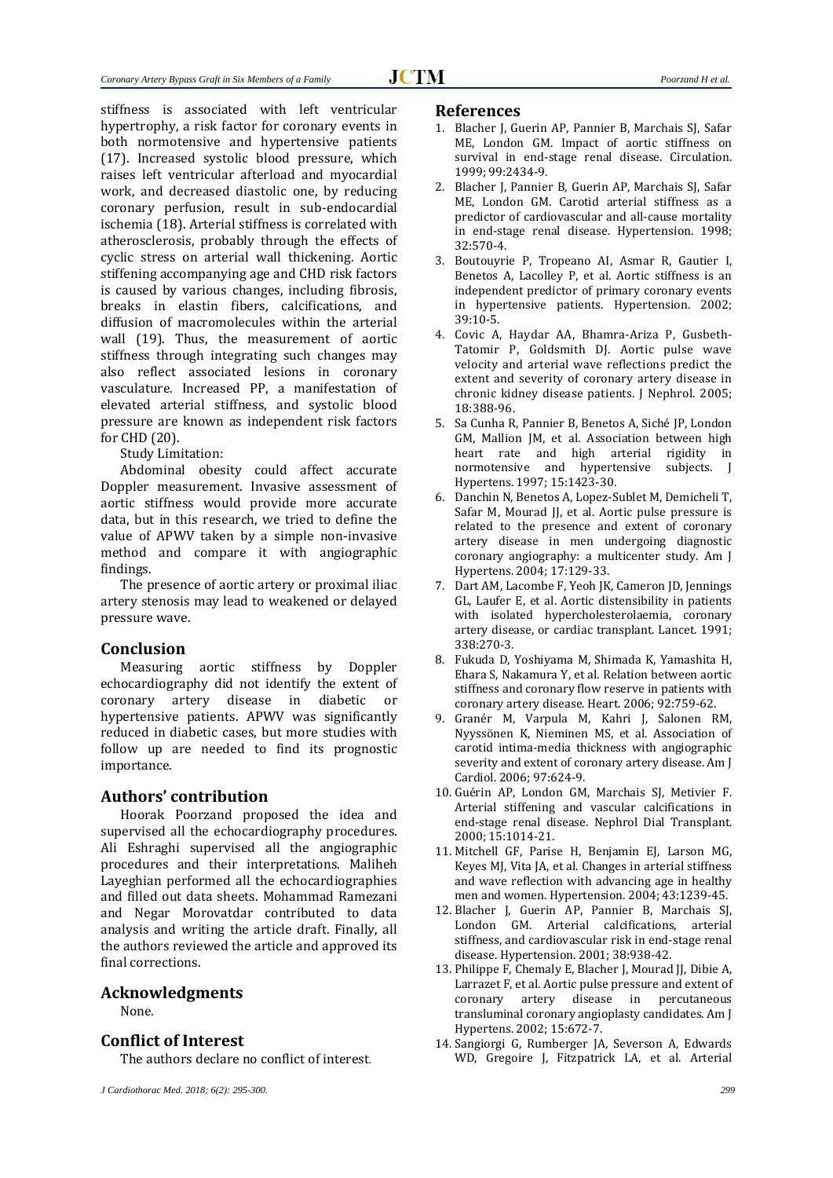stiffness is associated with left ventricular hypertrophy, a risk factor for coronary events in both normotensive and hypertensive patients (17). Increased systolic blood pressure, which raises left ventricular afterload and myocardial work, and decreased diastolic one, by reducing coronary perfusion, result in sub-endocardial ischemia (18). Arterial stiffness is correlated with atherosclerosis, probably through the effects of cyclic stress on arterial wall thickening. Aortic stiffening accompanying age and CHD risk factors is caused by various changes, including fibrosis, breaks in elastin fibers, calcifications, and diffusion of macromolecules within the arterial wall (19). Thus, the measurement of aortic stiffness through integrating such changes may also reflect associated lesions in coronary vasculature. Increased PP, a manifestation of elevated arterial stiffness, and systolic blood pressure are known as independent risk factors for CHD (20).

Study Limitation:

Abdominal obesity could affect accurate Doppler measurement. Invasive assessment of aortic stiffness would provide more accurate data, but in this research, we tried to define the value of APWV taken by a simple non-invasive method and compare it with angiographic findings.

The presence of aortic artery or proximal iliac artery stenosis may lead to weakened or delayed pressure wave.

## Conclusion

Measuring aortic stiffness by Doppler echocardiography did not identify the extent of coronary artery disease in diabetic or hypertensive patients. APWV was significantly reduced in diabetic cases, but more studies with follow up are needed to find its prognostic importance.

## Authors' contribution

Hoorak Poorzand proposed the idea and supervised all the echocardiography procedures. Ali Eshraghi supervised all the angiographic procedures and their interpretations. Maliheh Layeghian performed all the echocardiographies and filled out data sheets. Mohammad Ramezani and Negar Morovatdar contributed to data analysis and writing the article draft. Finally, all the authors reviewed the article and approved its final corrections.

## Acknowledgments

None.

## Conflict of Interest

The authors declare no conflict of interest.

## References

1. Blacher J, Guerin AP, Pannier B, Marchais SJ, Safar ME, London GM. Impact of aortic stiffness on survival in end-stage renal disease. Circulation. 1999; 99:2434-9.
2. Blacher J, Pannier B, Guerin AP, Marchais SJ, Safar ME, London GM. Carotid arterial stiffness as a predictor of cardiovascular and all-cause mortality in end-stage renal disease. Hypertension. 1998; 32:570-4.
3. Boutouyrie P, Tropeano AI, Asmar R, Gautier I, Benetos A, Lacolley P, et al. Aortic stiffness is an independent predictor of primary coronary events in hypertensive patients. Hypertension. 2002; 39:10-5.
4. Covic A, Haydar AA, Bhamra-Ariza P, Gusbeth-Tatomir P, Goldsmith DJ. Aortic pulse wave velocity and arterial wave reflections predict the extent and severity of coronary artery disease in chronic kidney disease patients. J Nephrol. 2005; 18:388-96.
5. Sa Cunha R, Pannier B, Benetos A, Siché JP, London GM, Mallion JM, et al. Association between high heart rate and high arterial rigidity in normotensive and hypertensive subjects. J Hypertens. 1997; 15:1423-30.
6. Danchin N, Benetos A, Lopez-Sublet M, Demicheli T, Safar M, Mourad JJ, et al. Aortic pulse pressure is related to the presence and extent of coronary artery disease in men undergoing diagnostic coronary angiography: a multicenter study. Am J Hypertens. 2004; 17:129-33.
7. Dart AM, Lacombe F, Yeoh JK, Cameron JD, Jennings GL, Laufer E, et al. Aortic distensibility in patients with isolated hypercholesterolaemia, coronary artery disease, or cardiac transplant. Lancet. 1991; 338:270-3.
8. Fukuda D, Yoshiyama M, Shimada K, Yamashita H, Ehara S, Nakamura Y, et al. Relation between aortic stiffness and coronary flow reserve in patients with coronary artery disease. Heart. 2006; 92:759-62.
9. Granér M, Varpula M, Kahri J, Salonen RM, Nyyssönen K, Nieminen MS, et al. Association of carotid intima-media thickness with angiographic severity and extent of coronary artery disease. Am J Cardiol. 2006; 97:624-9.
10. Guérin AP, London GM, Marchais SJ, Metivier F. Arterial stiffening and vascular calcifications in end-stage renal disease. Nephrol Dial Transplant. 2000; 15:1014-21.
11. Mitchell GF, Parise H, Benjamin EJ, Larson MG, Keyes MJ, Vita JA, et al. Changes in arterial stiffness and wave reflection with advancing age in healthy men and women. Hypertension. 2004; 43:1239-45.
12. Blacher J, Guerin AP, Pannier B, Marchais SJ, London GM. Arterial calcifications, arterial stiffness, and cardiovascular risk in end-stage renal disease. Hypertension. 2001; 38:938-42.
13. Philippe F, Chemaly E, Blacher J, Mourad JJ, Dibie A, Larrazet F, et al. Aortic pulse pressure and extent of coronary artery disease in percutaneous transluminal coronary angioplasty candidates. Am J Hypertens. 2002; 15:672-7.
14. Sangiorgi G, Rumberger JA, Severson A, Edwards WD, Gregoire J, Fitzpatrick LA, et al. Arterial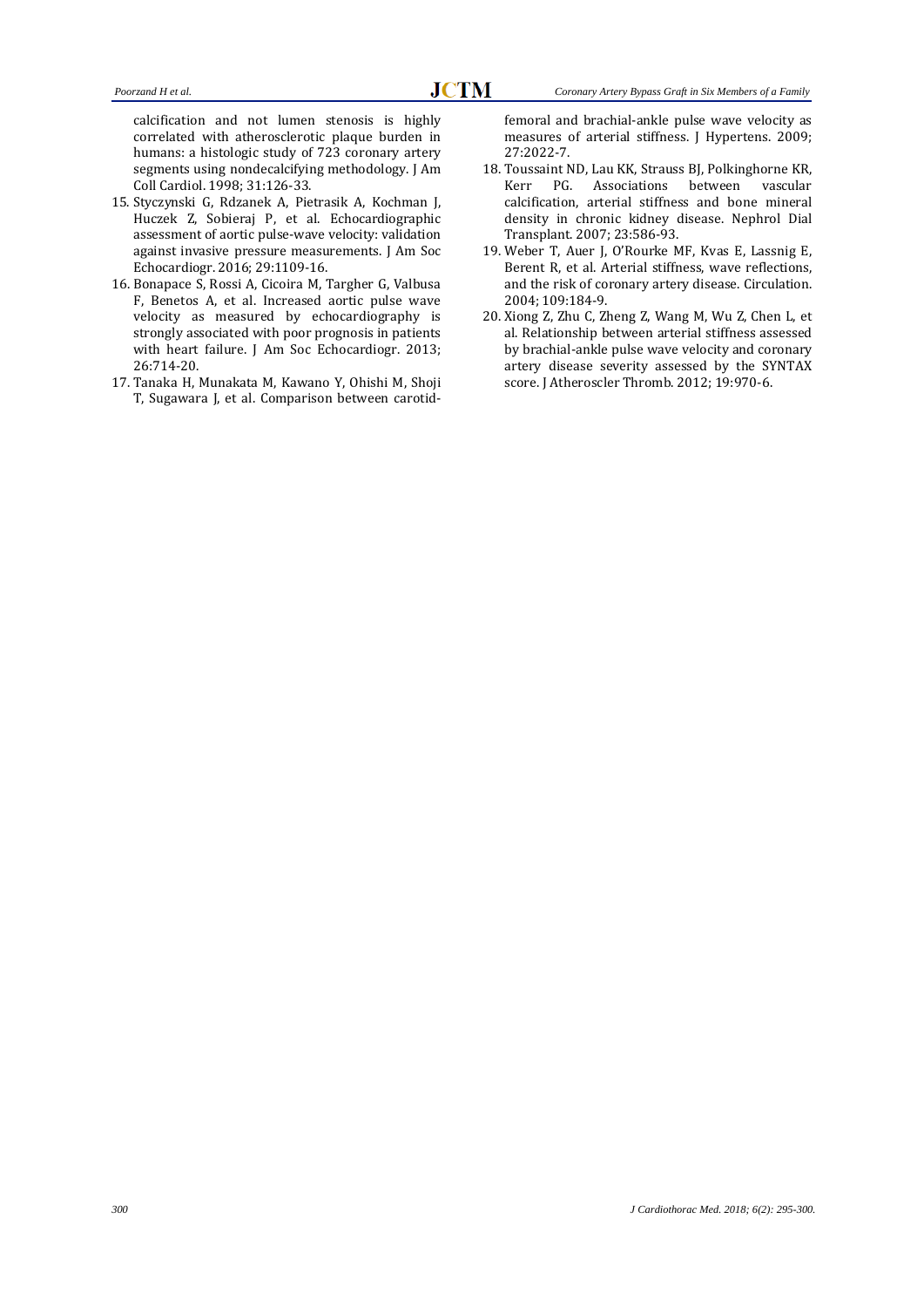calcification and not lumen stenosis is highly correlated with atherosclerotic plaque burden in humans: a histologic study of 723 coronary artery segments using nondecalcifying methodology. J Am Coll Cardiol. 1998; 31:126-33.

15. Styczynski G, Rdzanek A, Pietrasik A, Kochman J, Huczek Z, Sobieraj P, et al. Echocardiographic assessment of aortic pulse-wave velocity: validation against invasive pressure measurements. J Am Soc Echocardiogr. 2016; 29:1109-16.
16. Bonapace S, Rossi A, Cicoira M, Targher G, Valbusa F, Benetos A, et al. Increased aortic pulse wave velocity as measured by echocardiography is strongly associated with poor prognosis in patients with heart failure. J Am Soc Echocardiogr. 2013; 26:714-20.
17. Tanaka H, Munakata M, Kawano Y, Ohishi M, Shoji T, Sugawara J, et al. Comparison between carotid-femoral and brachial-ankle pulse wave velocity as measures of arterial stiffness. J Hypertens. 2009; 27:2022-7.
18. Toussaint ND, Lau KK, Strauss BJ, Polkinghorne KR, Kerr PG. Associations between vascular calcification, arterial stiffness and bone mineral density in chronic kidney disease. Nephrol Dial Transplant. 2007; 23:586-93.
19. Weber T, Auer J, O'Rourke MF, Kvas E, Lassnig E, Berent R, et al. Arterial stiffness, wave reflections, and the risk of coronary artery disease. Circulation. 2004; 109:184-9.
20. Xiong Z, Zhu C, Zheng Z, Wang M, Wu Z, Chen L, et al. Relationship between arterial stiffness assessed by brachial-ankle pulse wave velocity and coronary artery disease severity assessed by the SYNTAX score. J Atheroscler Thromb. 2012; 19:970-6.